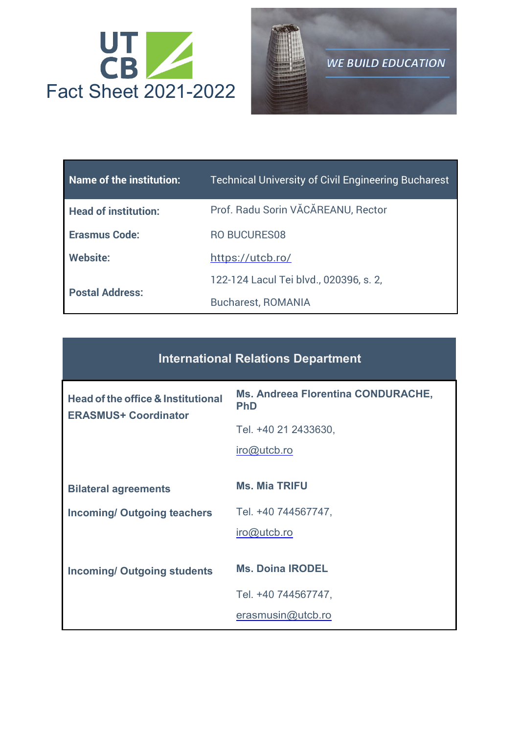# UTCB Fact Sheet 2021-2022

WE BUILD EDUCATION

| Name of the institution: | Technical University of Civil Engineering Bucharest |
|---|---|
| **Head of institution:** | Prof. Radu Sorin VĂCĂREANU, Rector |
| **Erasmus Code:** | RO BUCURES08 |
| **Website:** | https://utcb.ro/ |
| **Postal Address:** | 122-124 Lacul Tei blvd., 020396, s. 2, Bucharest, ROMANIA |

| International Relations Department | |
|---|---|
| **Head of the office & Institutional ERASMUS+ Coordinator** | **Ms. Andreea Florentina CONDURACHE, PhD**<br>Tel. +40 21 2433630,<br>iro@utcb.ro |
| **Bilateral agreements**<br>**Incoming/ Outgoing teachers** | **Ms. Mia TRIFU**<br>Tel. +40 744567747,<br>iro@utcb.ro |
| **Incoming/ Outgoing students** | **Ms. Doina IRODEL**<br>Tel. +40 744567747,<br>erasmusin@utcb.ro |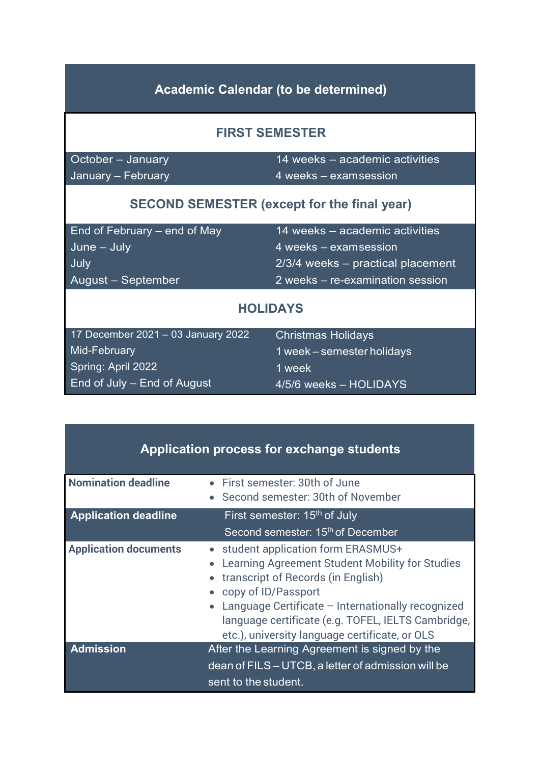## Academic Calendar (to be determined)

### FIRST SEMESTER

| | |
|---|---|
| October – January | 14 weeks – academic activities |
| January – February | 4 weeks – examsession |

### SECOND SEMESTER (except for the final year)

| | |
|---|---|
| End of February – end of May | 14 weeks – academic activities |
| June – July | 4 weeks – examsession |
| July | 2/3/4 weeks – practical placement |
| August – September | 2 weeks – re-examination session |

### HOLIDAYS

| | |
|---|---|
| 17 December 2021 – 03 January 2022 | Christmas Holidays |
| Mid-February | 1 week – semester holidays |
| Spring: April 2022 | 1 week |
| End of July – End of August | 4/5/6 weeks – HOLIDAYS |

## Application process for exchange students

| | |
|---|---|
| **Nomination deadline** | • First semester: 30th of June<br>• Second semester: 30th of November |
| **Application deadline** | First semester: 15th of July<br>Second semester: 15th of December |
| **Application documents** | • student application form ERASMUS+<br>• Learning Agreement Student Mobility for Studies<br>• transcript of Records (in English)<br>• copy of ID/Passport<br>• Language Certificate – Internationally recognized language certificate (e.g. TOFEL, IELTS Cambridge, etc.), university language certificate, or OLS |
| **Admission** | After the Learning Agreement is signed by the dean of FILS – UTCB, a letter of admission will be sent to the student. |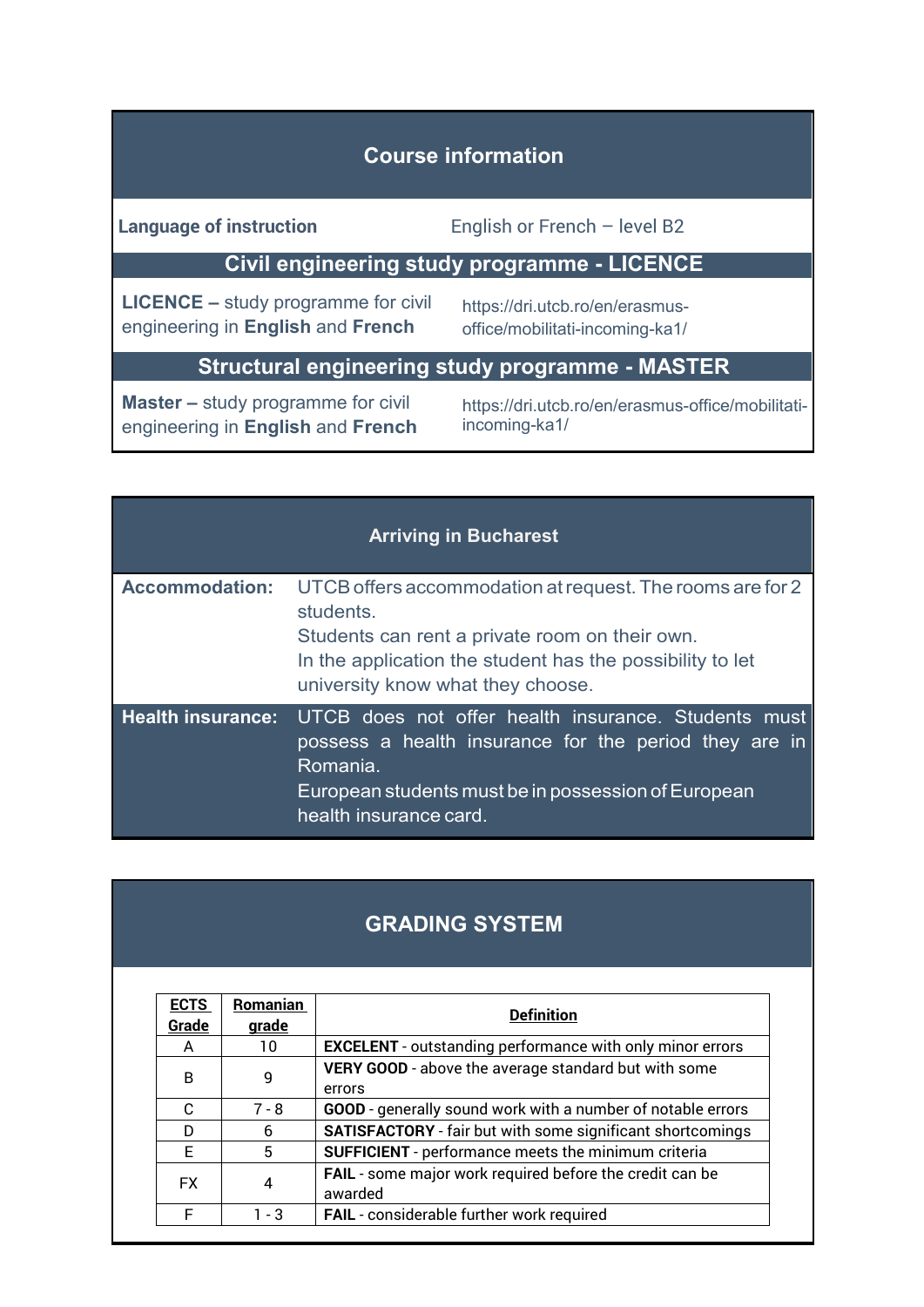## Course information

| | |
|---|---|
| **Language of instruction** | English or French – level B2 |

### Civil engineering study programme - LICENCE

| | |
|---|---|
| **LICENCE –** study programme for civil engineering in **English** and **French** | https://dri.utcb.ro/en/erasmus-office/mobilitati-incoming-ka1/ |

### Structural engineering study programme - MASTER

| | |
|---|---|
| **Master –** study programme for civil engineering in **English** and **French** | https://dri.utcb.ro/en/erasmus-office/mobilitati-incoming-ka1/ |

## Arriving in Bucharest

| | |
|---|---|
| **Accommodation:** | UTCB offers accommodation at request. The rooms are for 2 students. Students can rent a private room on their own. In the application the student has the possibility to let university know what they choose. |
| **Health insurance:** | UTCB does not offer health insurance. Students must possess a health insurance for the period they are in Romania. European students must be in possession of European health insurance card. |

## GRADING SYSTEM

| ECTS Grade | Romanian grade | Definition |
|---|---|---|
| A | 10 | **EXCELENT** - outstanding performance with only minor errors |
| B | 9 | **VERY GOOD** - above the average standard but with some errors |
| C | 7 - 8 | **GOOD** - generally sound work with a number of notable errors |
| D | 6 | **SATISFACTORY** - fair but with some significant shortcomings |
| E | 5 | **SUFFICIENT** - performance meets the minimum criteria |
| FX | 4 | **FAIL** - some major work required before the credit can be awarded |
| F | 1 - 3 | **FAIL** - considerable further work required |